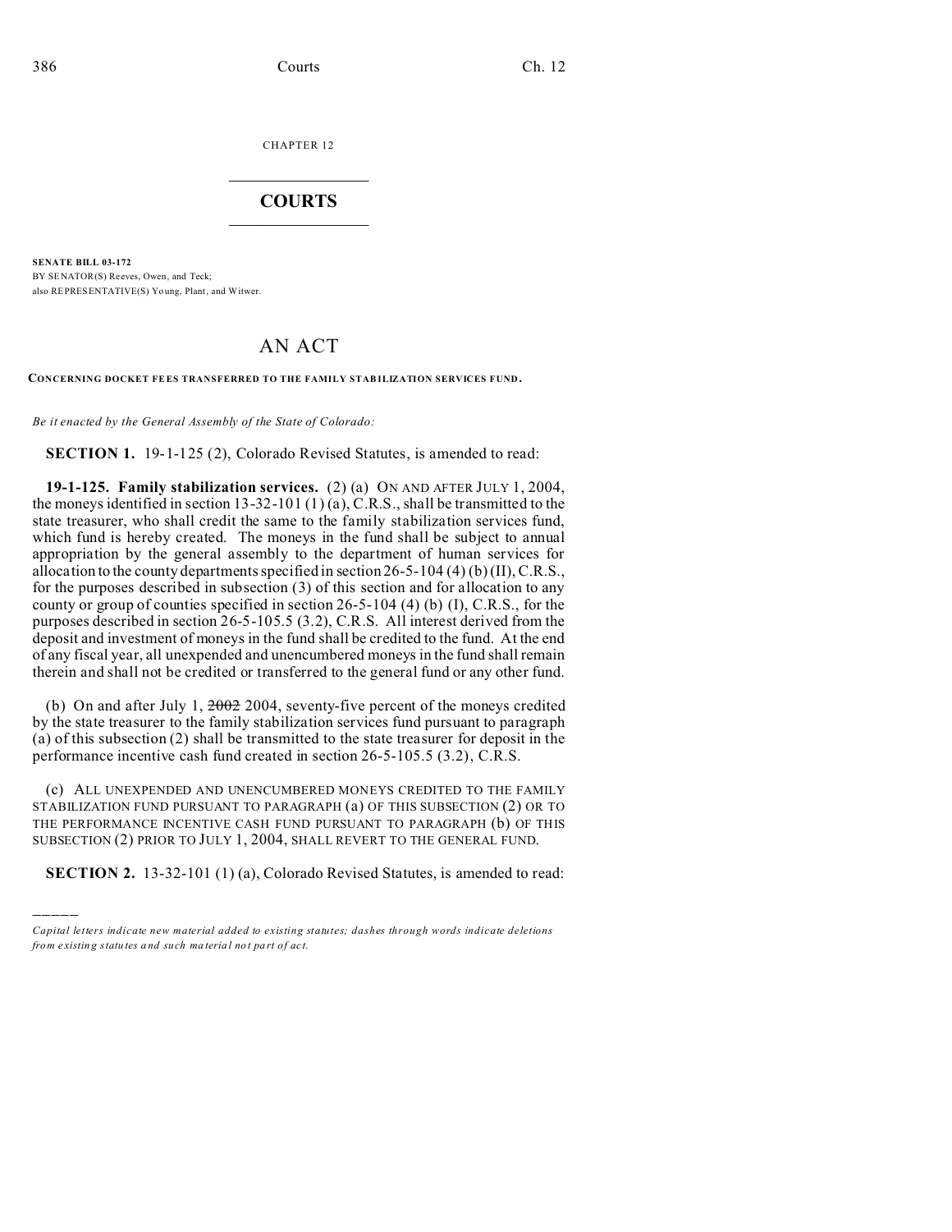CHAPTER 12

# COURTS

**SENATE BILL 03-172**

BY SENATOR(S) Reeves, Owen, and Teck;
also REPRESENTATIVE(S) Young, Plant, and Witwer.

# AN ACT

**CONCERNING DOCKET FEES TRANSFERRED TO THE FAMILY STABILIZATION SERVICES FUND.**

*Be it enacted by the General Assembly of the State of Colorado:*

**SECTION 1.** 19-1-125 (2), Colorado Revised Statutes, is amended to read:

**19-1-125. Family stabilization services.** (2) (a) ON AND AFTER JULY 1, 2004, the moneys identified in section 13-32-101 (1) (a), C.R.S., shall be transmitted to the state treasurer, who shall credit the same to the family stabilization services fund, which fund is hereby created. The moneys in the fund shall be subject to annual appropriation by the general assembly to the department of human services for allocation to the county departments specified in section 26-5-104 (4) (b) (II), C.R.S., for the purposes described in subsection (3) of this section and for allocation to any county or group of counties specified in section 26-5-104 (4) (b) (I), C.R.S., for the purposes described in section 26-5-105.5 (3.2), C.R.S. All interest derived from the deposit and investment of moneys in the fund shall be credited to the fund. At the end of any fiscal year, all unexpended and unencumbered moneys in the fund shall remain therein and shall not be credited or transferred to the general fund or any other fund.

(b) On and after July 1, ~~2002~~ 2004, seventy-five percent of the moneys credited by the state treasurer to the family stabilization services fund pursuant to paragraph (a) of this subsection (2) shall be transmitted to the state treasurer for deposit in the performance incentive cash fund created in section 26-5-105.5 (3.2), C.R.S.

(c) ALL UNEXPENDED AND UNENCUMBERED MONEYS CREDITED TO THE FAMILY STABILIZATION FUND PURSUANT TO PARAGRAPH (a) OF THIS SUBSECTION (2) OR TO THE PERFORMANCE INCENTIVE CASH FUND PURSUANT TO PARAGRAPH (b) OF THIS SUBSECTION (2) PRIOR TO JULY 1, 2004, SHALL REVERT TO THE GENERAL FUND.

**SECTION 2.** 13-32-101 (1) (a), Colorado Revised Statutes, is amended to read:

---

*Capital letters indicate new material added to existing statutes; dashes through words indicate deletions from existing statutes and such material not part of act.*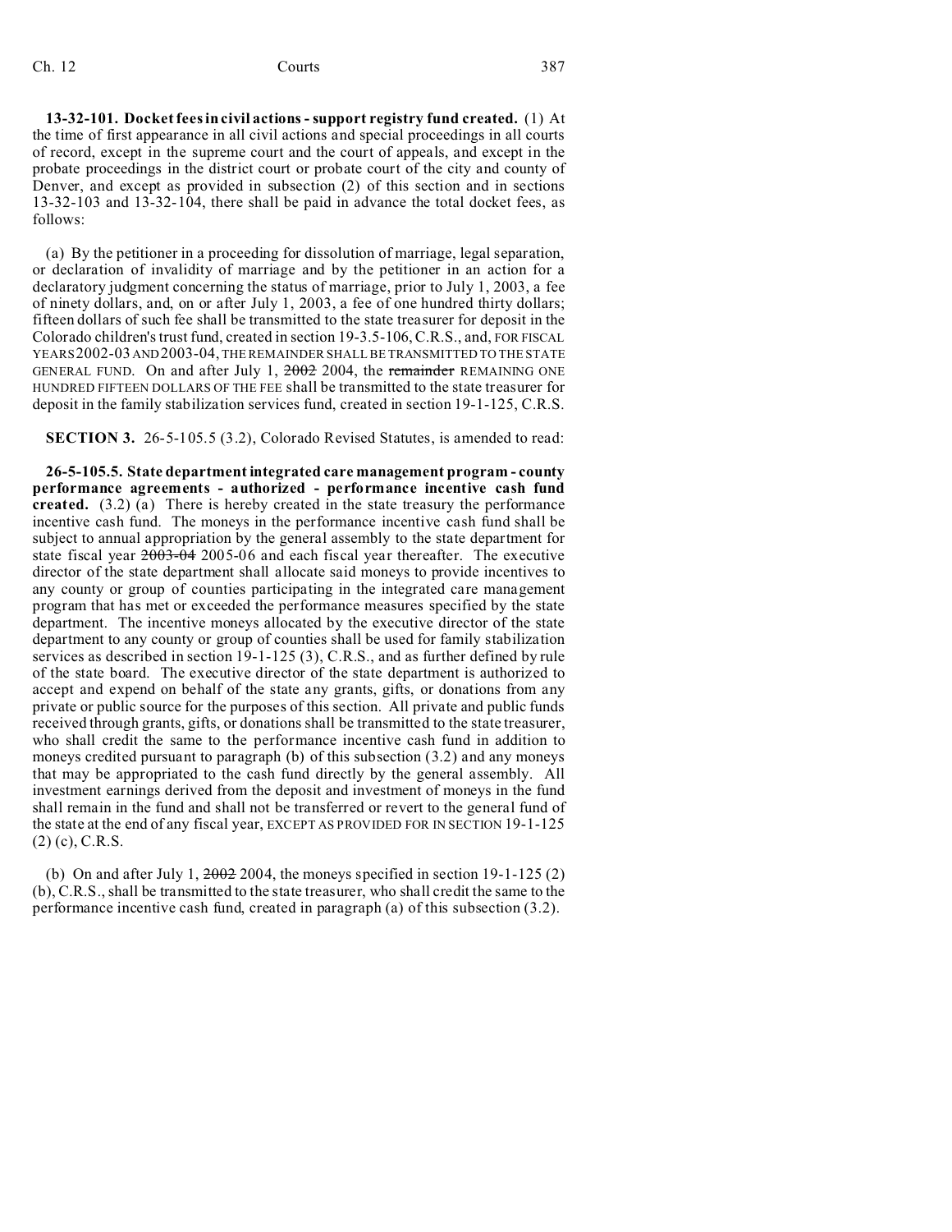**13-32-101. Docket fees in civil actions - support registry fund created.** (1) At the time of first appearance in all civil actions and special proceedings in all courts of record, except in the supreme court and the court of appeals, and except in the probate proceedings in the district court or probate court of the city and county of Denver, and except as provided in subsection (2) of this section and in sections 13-32-103 and 13-32-104, there shall be paid in advance the total docket fees, as follows:

(a) By the petitioner in a proceeding for dissolution of marriage, legal separation, or declaration of invalidity of marriage and by the petitioner in an action for a declaratory judgment concerning the status of marriage, prior to July 1, 2003, a fee of ninety dollars, and, on or after July 1, 2003, a fee of one hundred thirty dollars; fifteen dollars of such fee shall be transmitted to the state treasurer for deposit in the Colorado children's trust fund, created in section 19-3.5-106, C.R.S., and, FOR FISCAL YEARS 2002-03 AND 2003-04, THE REMAINDER SHALL BE TRANSMITTED TO THE STATE GENERAL FUND. On and after July 1, ~~2002~~ 2004, the ~~remainder~~ REMAINING ONE HUNDRED FIFTEEN DOLLARS OF THE FEE shall be transmitted to the state treasurer for deposit in the family stabilization services fund, created in section 19-1-125, C.R.S.

**SECTION 3.** 26-5-105.5 (3.2), Colorado Revised Statutes, is amended to read:

**26-5-105.5. State department integrated care management program - county performance agreements - authorized - performance incentive cash fund created.** (3.2) (a) There is hereby created in the state treasury the performance incentive cash fund. The moneys in the performance incentive cash fund shall be subject to annual appropriation by the general assembly to the state department for state fiscal year ~~2003-04~~ 2005-06 and each fiscal year thereafter. The executive director of the state department shall allocate said moneys to provide incentives to any county or group of counties participating in the integrated care management program that has met or exceeded the performance measures specified by the state department. The incentive moneys allocated by the executive director of the state department to any county or group of counties shall be used for family stabilization services as described in section 19-1-125 (3), C.R.S., and as further defined by rule of the state board. The executive director of the state department is authorized to accept and expend on behalf of the state any grants, gifts, or donations from any private or public source for the purposes of this section. All private and public funds received through grants, gifts, or donations shall be transmitted to the state treasurer, who shall credit the same to the performance incentive cash fund in addition to moneys credited pursuant to paragraph (b) of this subsection (3.2) and any moneys that may be appropriated to the cash fund directly by the general assembly. All investment earnings derived from the deposit and investment of moneys in the fund shall remain in the fund and shall not be transferred or revert to the general fund of the state at the end of any fiscal year, EXCEPT AS PROVIDED FOR IN SECTION 19-1-125 (2) (c), C.R.S.

(b) On and after July 1, ~~2002~~ 2004, the moneys specified in section 19-1-125 (2) (b), C.R.S., shall be transmitted to the state treasurer, who shall credit the same to the performance incentive cash fund, created in paragraph (a) of this subsection (3.2).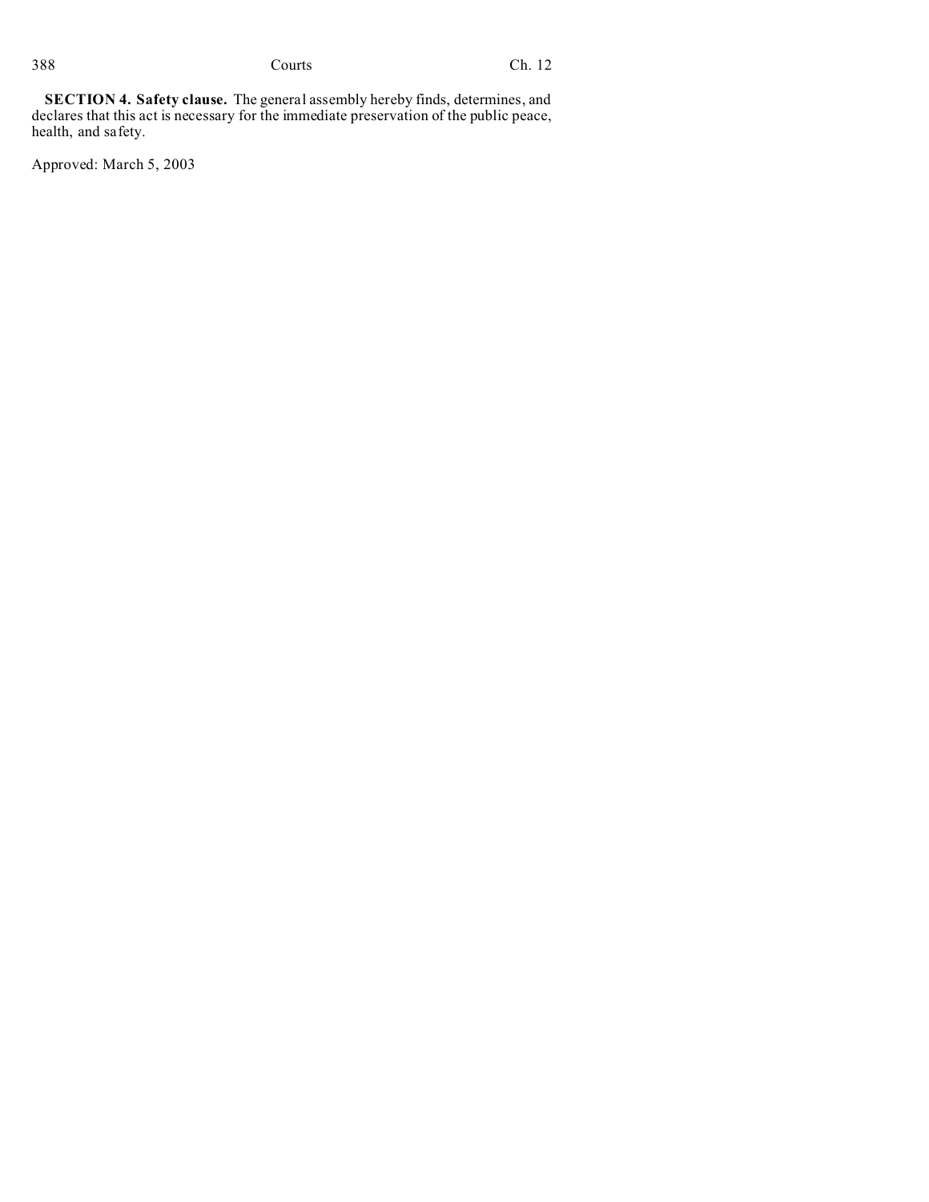**SECTION 4. Safety clause.** The general assembly hereby finds, determines, and declares that this act is necessary for the immediate preservation of the public peace, health, and safety.

Approved: March 5, 2003